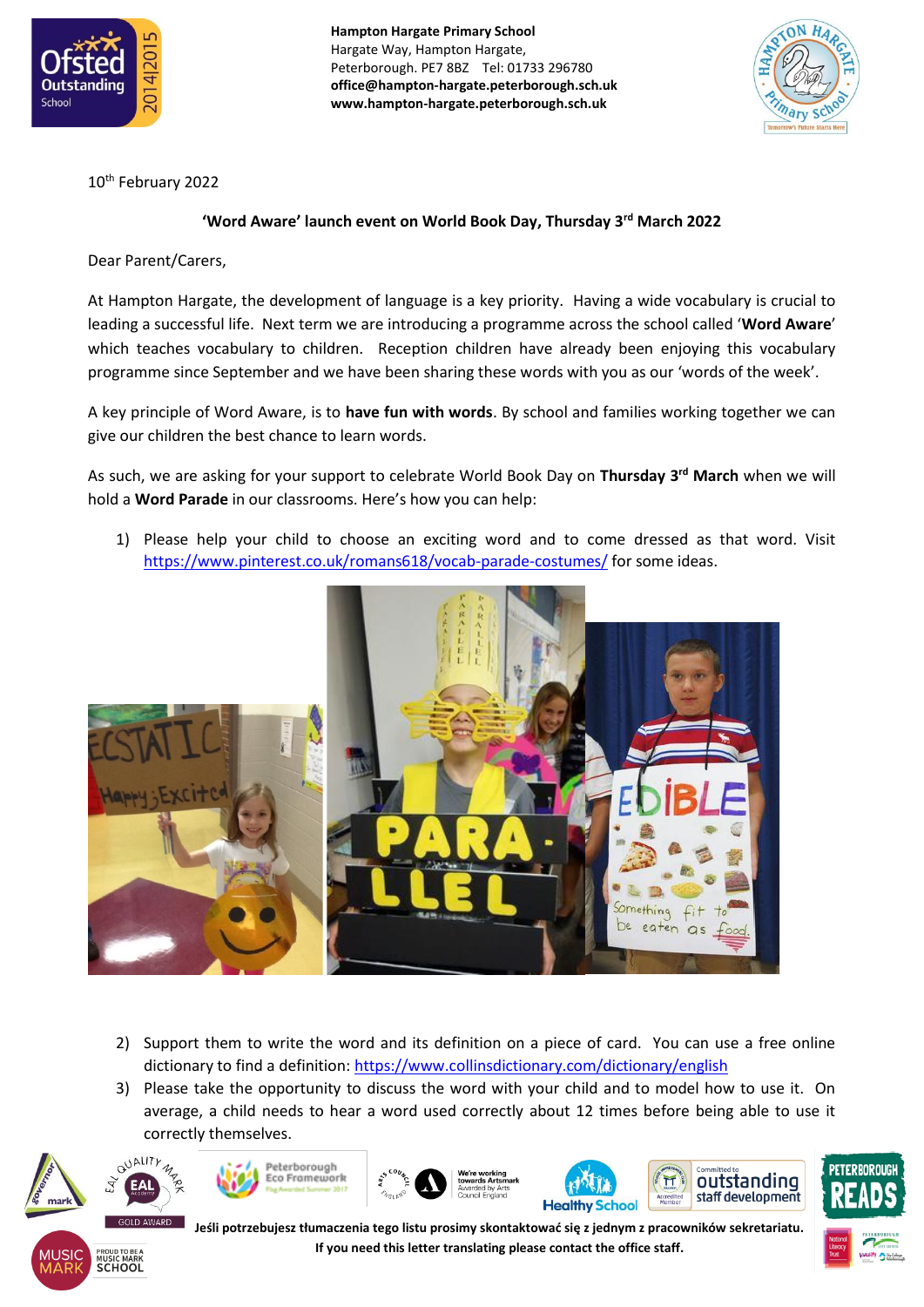**Hampton Hargate Primary School**
Hargate Way, Hampton Hargate,
Peterborough. PE7 8BZ Tel: 01733 296780
**office@hampton-hargate.peterborough.sch.uk**
**www.hampton-hargate.peterborough.sch.uk**

10th February 2022

**'Word Aware' launch event on World Book Day, Thursday 3rd March 2022**

Dear Parent/Carers,

At Hampton Hargate, the development of language is a key priority. Having a wide vocabulary is crucial to leading a successful life. Next term we are introducing a programme across the school called '**Word Aware**' which teaches vocabulary to children. Reception children have already been enjoying this vocabulary programme since September and we have been sharing these words with you as our 'words of the week'.

A key principle of Word Aware, is to **have fun with words**. By school and families working together we can give our children the best chance to learn words.

As such, we are asking for your support to celebrate World Book Day on **Thursday 3rd March** when we will hold a **Word Parade** in our classrooms. Here's how you can help:

1) Please help your child to choose an exciting word and to come dressed as that word. Visit https://www.pinterest.co.uk/romans618/vocab-parade-costumes/ for some ideas.

2) Support them to write the word and its definition on a piece of card. You can use a free online dictionary to find a definition: https://www.collinsdictionary.com/dictionary/english
3) Please take the opportunity to discuss the word with your child and to model how to use it. On average, a child needs to hear a word used correctly about 12 times before being able to use it correctly themselves.

**Jeśli potrzebujesz tłumaczenia tego listu prosimy skontaktować się z jednym z pracowników sekretariatu.**
**If you need this letter translating please contact the office staff.**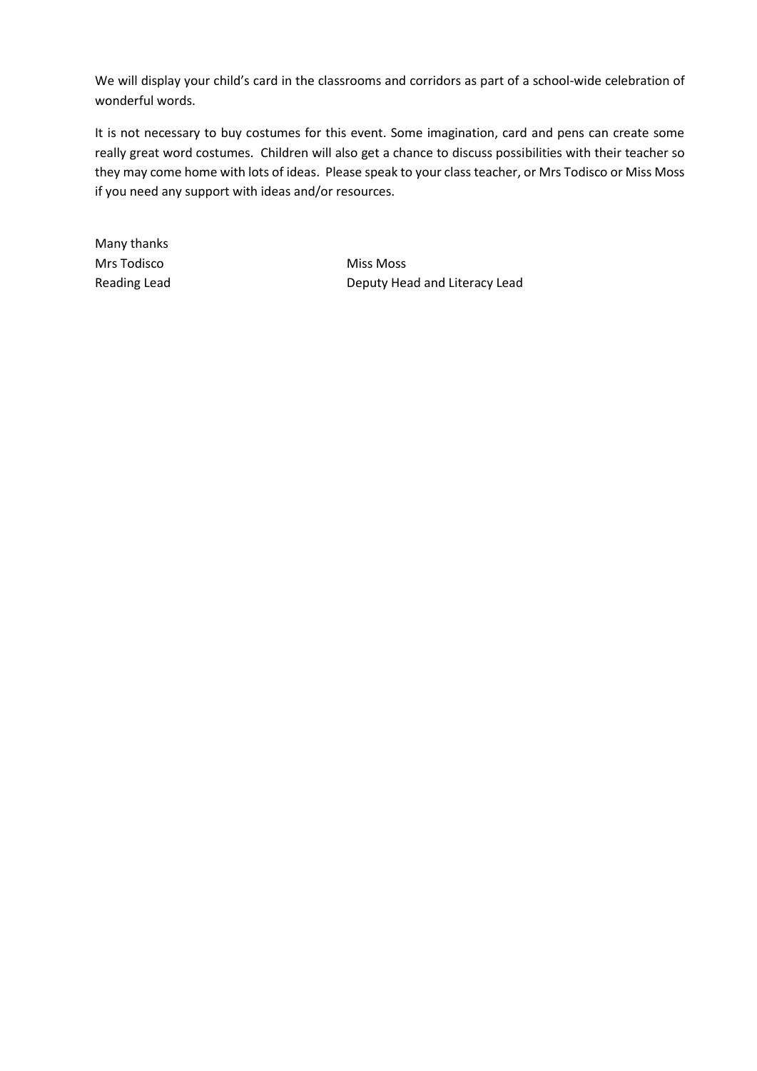We will display your child's card in the classrooms and corridors as part of a school-wide celebration of wonderful words.

It is not necessary to buy costumes for this event. Some imagination, card and pens can create some really great word costumes. Children will also get a chance to discuss possibilities with their teacher so they may come home with lots of ideas. Please speak to your class teacher, or Mrs Todisco or Miss Moss if you need any support with ideas and/or resources.

Many thanks

| | |
|---|---|
| Mrs Todisco | Miss Moss |
| Reading Lead | Deputy Head and Literacy Lead |